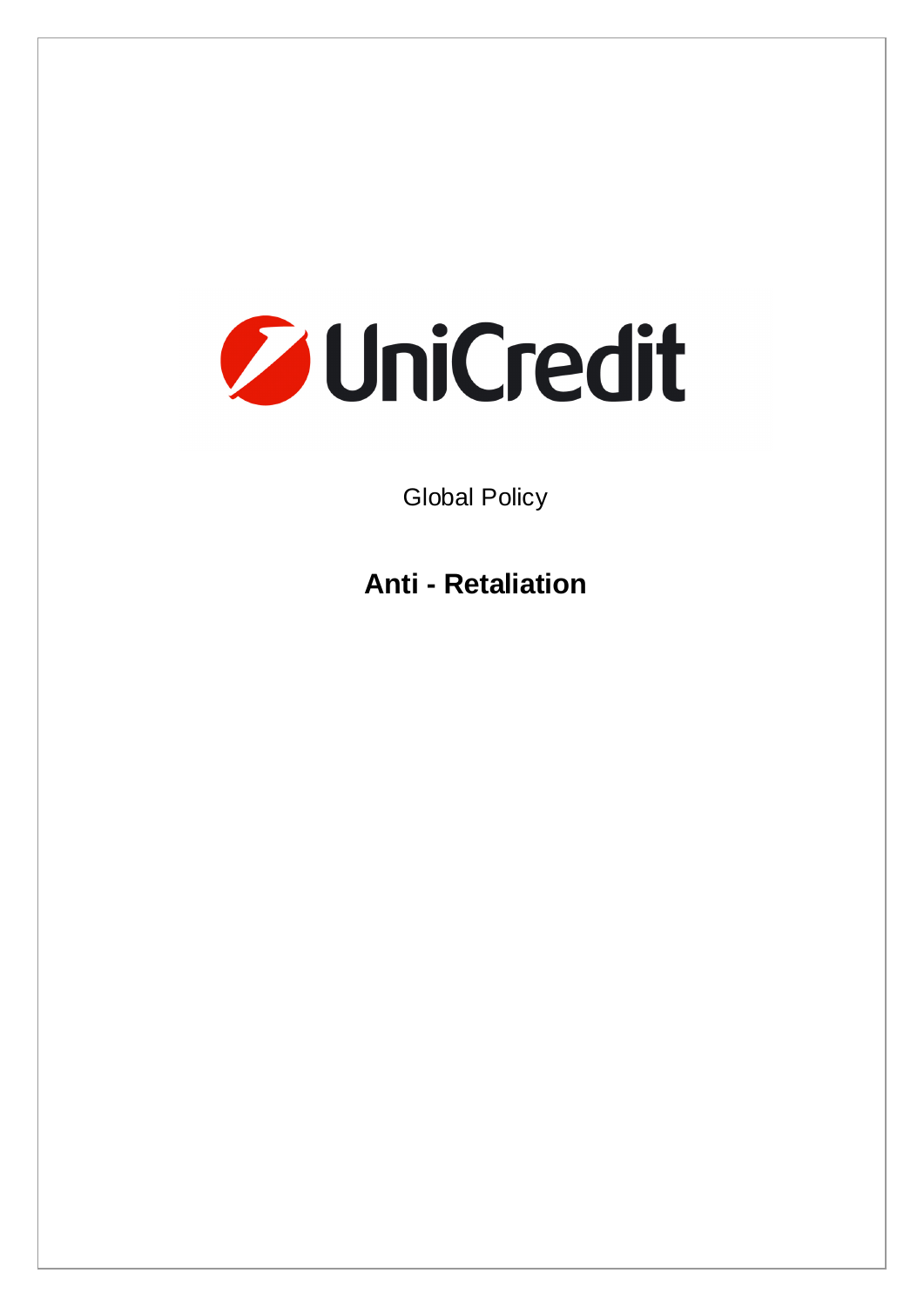UniCredit

Global Policy

# Anti - Retaliation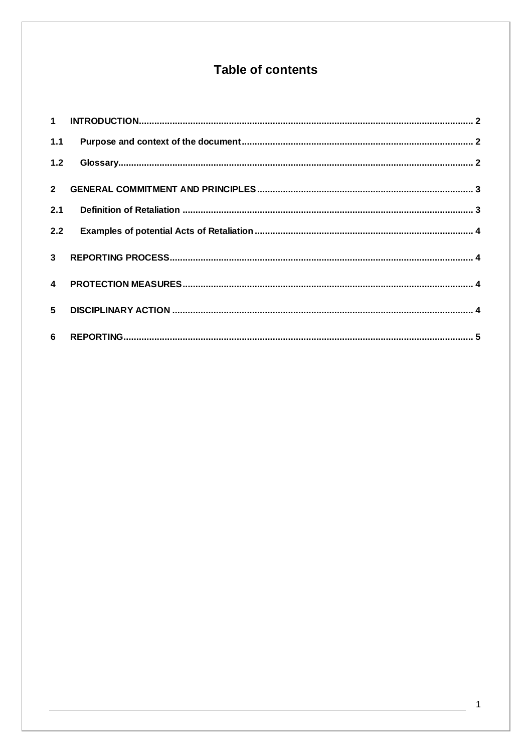# Table of contents

| | | |
|---|---|---|
| 1 | INTRODUCTION | 2 |
| 1.1 | Purpose and context of the document | 2 |
| 1.2 | Glossary | 2 |
| 2 | GENERAL COMMITMENT AND PRINCIPLES | 3 |
| 2.1 | Definition of Retaliation | 3 |
| 2.2 | Examples of potential Acts of Retaliation | 4 |
| 3 | REPORTING PROCESS | 4 |
| 4 | PROTECTION MEASURES | 4 |
| 5 | DISCIPLINARY ACTION | 4 |
| 6 | REPORTING | 5 |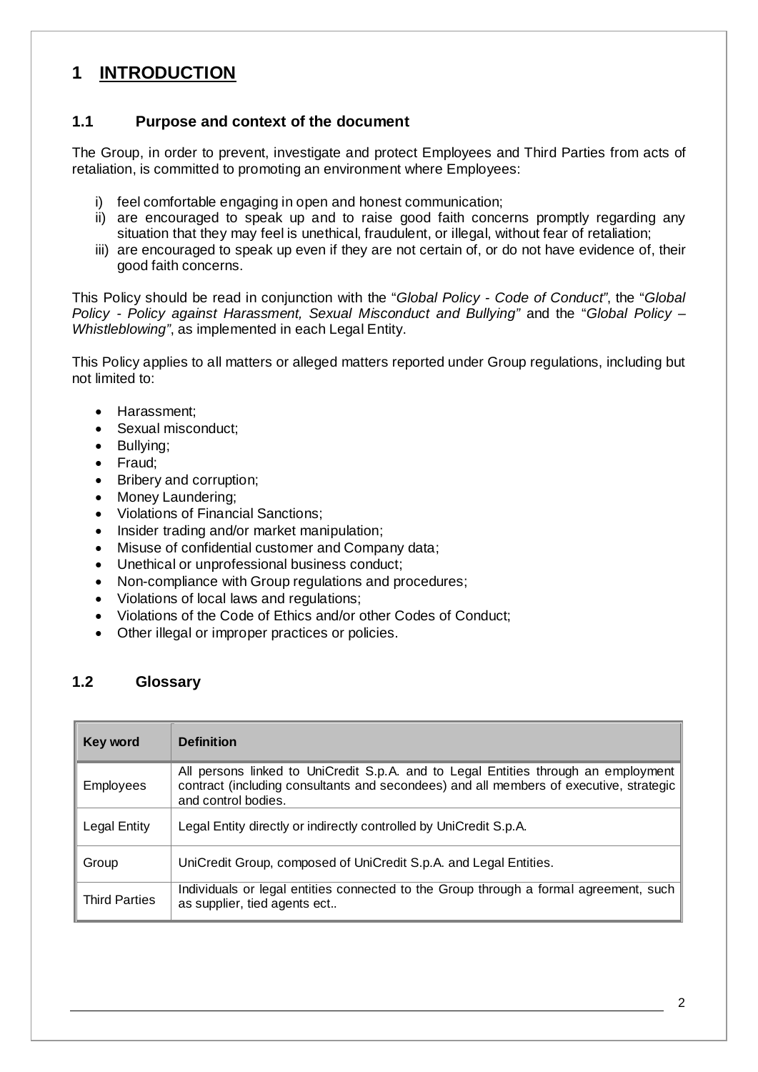# 1 INTRODUCTION

## 1.1 Purpose and context of the document

The Group, in order to prevent, investigate and protect Employees and Third Parties from acts of retaliation, is committed to promoting an environment where Employees:

i) feel comfortable engaging in open and honest communication;
ii) are encouraged to speak up and to raise good faith concerns promptly regarding any situation that they may feel is unethical, fraudulent, or illegal, without fear of retaliation;
iii) are encouraged to speak up even if they are not certain of, or do not have evidence of, their good faith concerns.

This Policy should be read in conjunction with the "*Global Policy - Code of Conduct*", the "*Global Policy - Policy against Harassment, Sexual Misconduct and Bullying*" and the "*Global Policy – Whistleblowing*", as implemented in each Legal Entity.

This Policy applies to all matters or alleged matters reported under Group regulations, including but not limited to:

- Harassment;
- Sexual misconduct;
- Bullying;
- Fraud;
- Bribery and corruption;
- Money Laundering;
- Violations of Financial Sanctions;
- Insider trading and/or market manipulation;
- Misuse of confidential customer and Company data;
- Unethical or unprofessional business conduct;
- Non-compliance with Group regulations and procedures;
- Violations of local laws and regulations;
- Violations of the Code of Ethics and/or other Codes of Conduct;
- Other illegal or improper practices or policies.

## 1.2 Glossary

| Key word | Definition |
|---|---|
| Employees | All persons linked to UniCredit S.p.A. and to Legal Entities through an employment contract (including consultants and secondees) and all members of executive, strategic and control bodies. |
| Legal Entity | Legal Entity directly or indirectly controlled by UniCredit S.p.A. |
| Group | UniCredit Group, composed of UniCredit S.p.A. and Legal Entities. |
| Third Parties | Individuals or legal entities connected to the Group through a formal agreement, such as supplier, tied agents ect.. |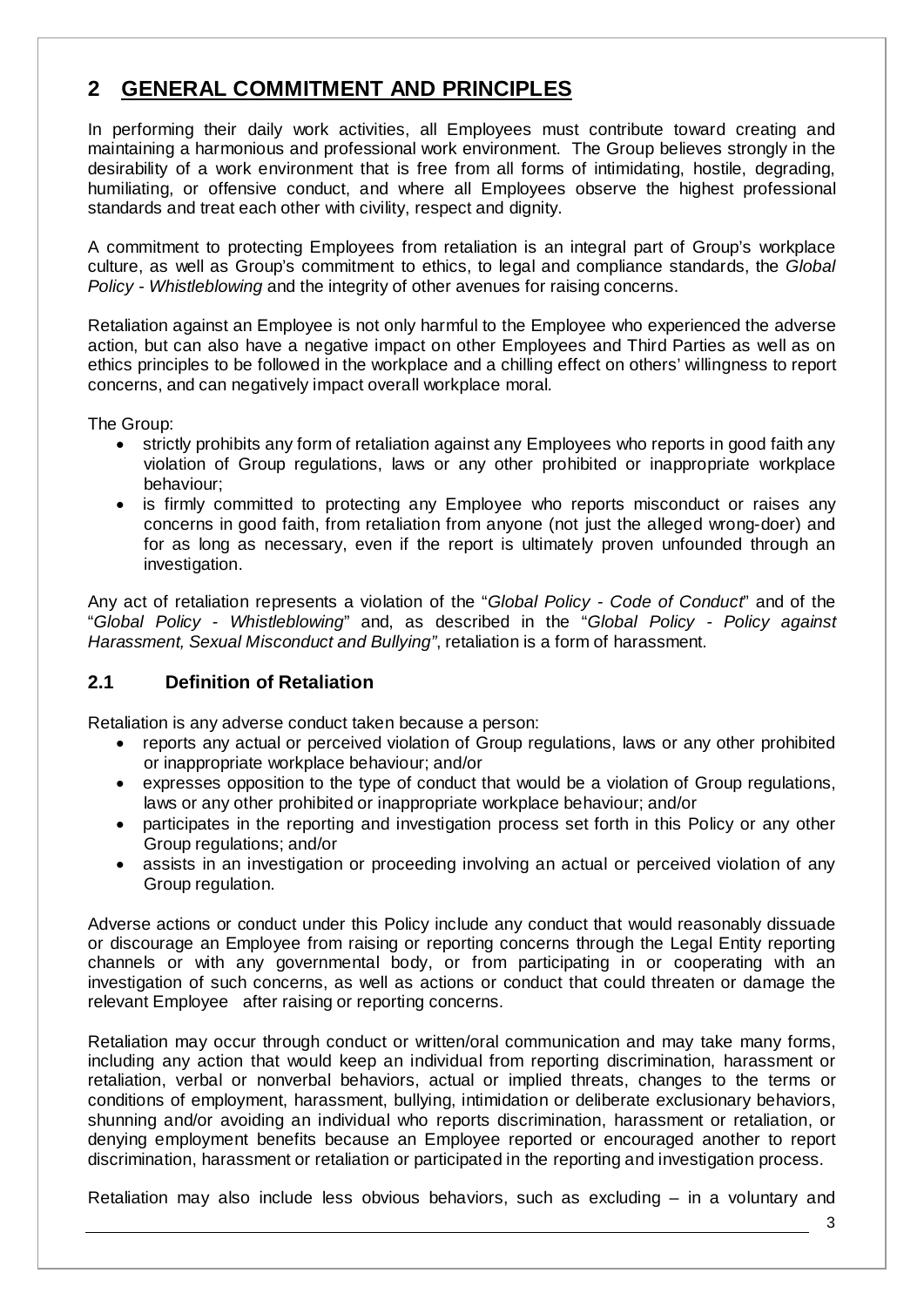## 2 GENERAL COMMITMENT AND PRINCIPLES

In performing their daily work activities, all Employees must contribute toward creating and maintaining a harmonious and professional work environment. The Group believes strongly in the desirability of a work environment that is free from all forms of intimidating, hostile, degrading, humiliating, or offensive conduct, and where all Employees observe the highest professional standards and treat each other with civility, respect and dignity.

A commitment to protecting Employees from retaliation is an integral part of Group's workplace culture, as well as Group's commitment to ethics, to legal and compliance standards, the *Global Policy - Whistleblowing* and the integrity of other avenues for raising concerns.

Retaliation against an Employee is not only harmful to the Employee who experienced the adverse action, but can also have a negative impact on other Employees and Third Parties as well as on ethics principles to be followed in the workplace and a chilling effect on others' willingness to report concerns, and can negatively impact overall workplace moral.

The Group:

- strictly prohibits any form of retaliation against any Employees who reports in good faith any violation of Group regulations, laws or any other prohibited or inappropriate workplace behaviour;
- is firmly committed to protecting any Employee who reports misconduct or raises any concerns in good faith, from retaliation from anyone (not just the alleged wrong-doer) and for as long as necessary, even if the report is ultimately proven unfounded through an investigation.

Any act of retaliation represents a violation of the "*Global Policy - Code of Conduct*" and of the "*Global Policy - Whistleblowing*" and, as described in the "*Global Policy - Policy against Harassment, Sexual Misconduct and Bullying"*, retaliation is a form of harassment.

### 2.1 Definition of Retaliation

Retaliation is any adverse conduct taken because a person:

- reports any actual or perceived violation of Group regulations, laws or any other prohibited or inappropriate workplace behaviour; and/or
- expresses opposition to the type of conduct that would be a violation of Group regulations, laws or any other prohibited or inappropriate workplace behaviour; and/or
- participates in the reporting and investigation process set forth in this Policy or any other Group regulations; and/or
- assists in an investigation or proceeding involving an actual or perceived violation of any Group regulation.

Adverse actions or conduct under this Policy include any conduct that would reasonably dissuade or discourage an Employee from raising or reporting concerns through the Legal Entity reporting channels or with any governmental body, or from participating in or cooperating with an investigation of such concerns, as well as actions or conduct that could threaten or damage the relevant Employee after raising or reporting concerns.

Retaliation may occur through conduct or written/oral communication and may take many forms, including any action that would keep an individual from reporting discrimination, harassment or retaliation, verbal or nonverbal behaviors, actual or implied threats, changes to the terms or conditions of employment, harassment, bullying, intimidation or deliberate exclusionary behaviors, shunning and/or avoiding an individual who reports discrimination, harassment or retaliation, or denying employment benefits because an Employee reported or encouraged another to report discrimination, harassment or retaliation or participated in the reporting and investigation process.

Retaliation may also include less obvious behaviors, such as excluding – in a voluntary and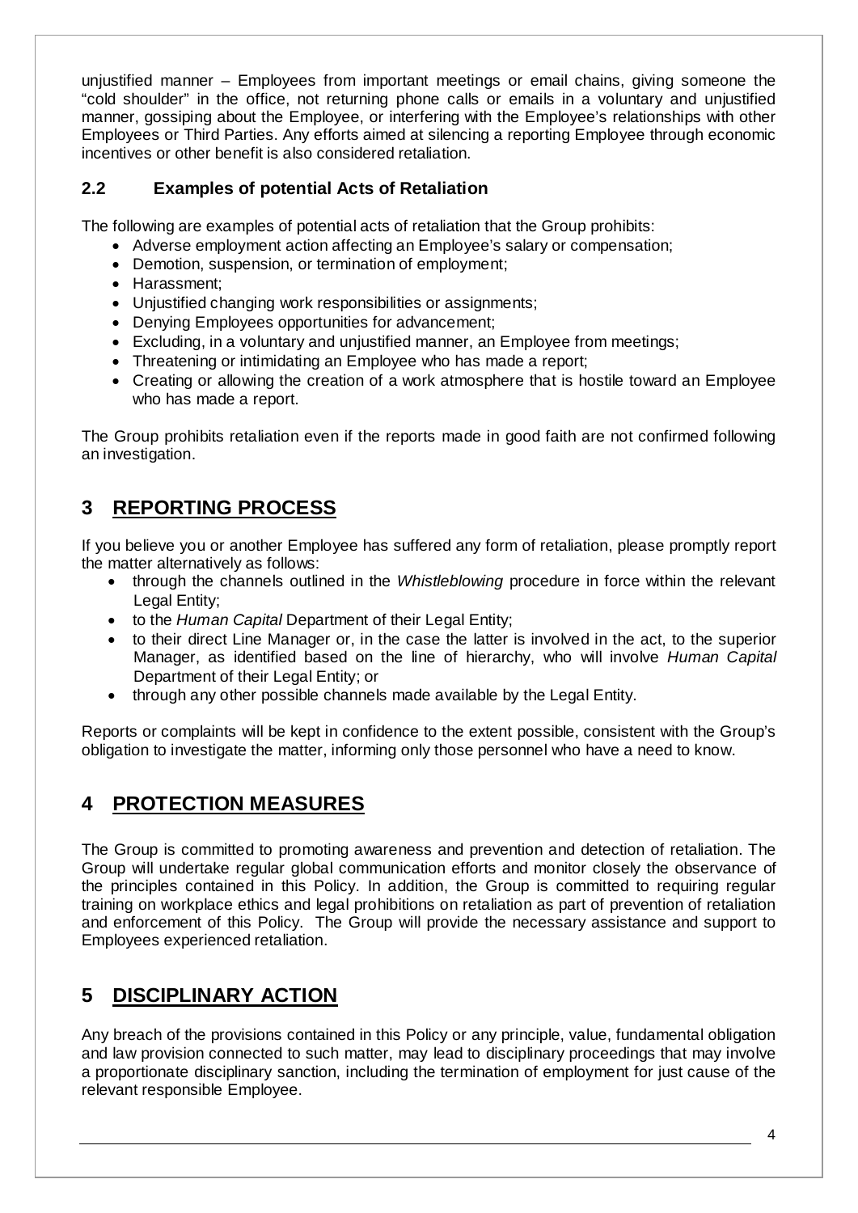unjustified manner – Employees from important meetings or email chains, giving someone the "cold shoulder" in the office, not returning phone calls or emails in a voluntary and unjustified manner, gossiping about the Employee, or interfering with the Employee's relationships with other Employees or Third Parties. Any efforts aimed at silencing a reporting Employee through economic incentives or other benefit is also considered retaliation.

### 2.2 Examples of potential Acts of Retaliation

The following are examples of potential acts of retaliation that the Group prohibits:

- Adverse employment action affecting an Employee's salary or compensation;
- Demotion, suspension, or termination of employment;
- Harassment;
- Unjustified changing work responsibilities or assignments;
- Denying Employees opportunities for advancement;
- Excluding, in a voluntary and unjustified manner, an Employee from meetings;
- Threatening or intimidating an Employee who has made a report;
- Creating or allowing the creation of a work atmosphere that is hostile toward an Employee who has made a report.

The Group prohibits retaliation even if the reports made in good faith are not confirmed following an investigation.

## 3 REPORTING PROCESS

If you believe you or another Employee has suffered any form of retaliation, please promptly report the matter alternatively as follows:

- through the channels outlined in the *Whistleblowing* procedure in force within the relevant Legal Entity;
- to the *Human Capital* Department of their Legal Entity;
- to their direct Line Manager or, in the case the latter is involved in the act, to the superior Manager, as identified based on the line of hierarchy, who will involve *Human Capital* Department of their Legal Entity; or
- through any other possible channels made available by the Legal Entity.

Reports or complaints will be kept in confidence to the extent possible, consistent with the Group's obligation to investigate the matter, informing only those personnel who have a need to know.

## 4 PROTECTION MEASURES

The Group is committed to promoting awareness and prevention and detection of retaliation. The Group will undertake regular global communication efforts and monitor closely the observance of the principles contained in this Policy. In addition, the Group is committed to requiring regular training on workplace ethics and legal prohibitions on retaliation as part of prevention of retaliation and enforcement of this Policy. The Group will provide the necessary assistance and support to Employees experienced retaliation.

## 5 DISCIPLINARY ACTION

Any breach of the provisions contained in this Policy or any principle, value, fundamental obligation and law provision connected to such matter, may lead to disciplinary proceedings that may involve a proportionate disciplinary sanction, including the termination of employment for just cause of the relevant responsible Employee.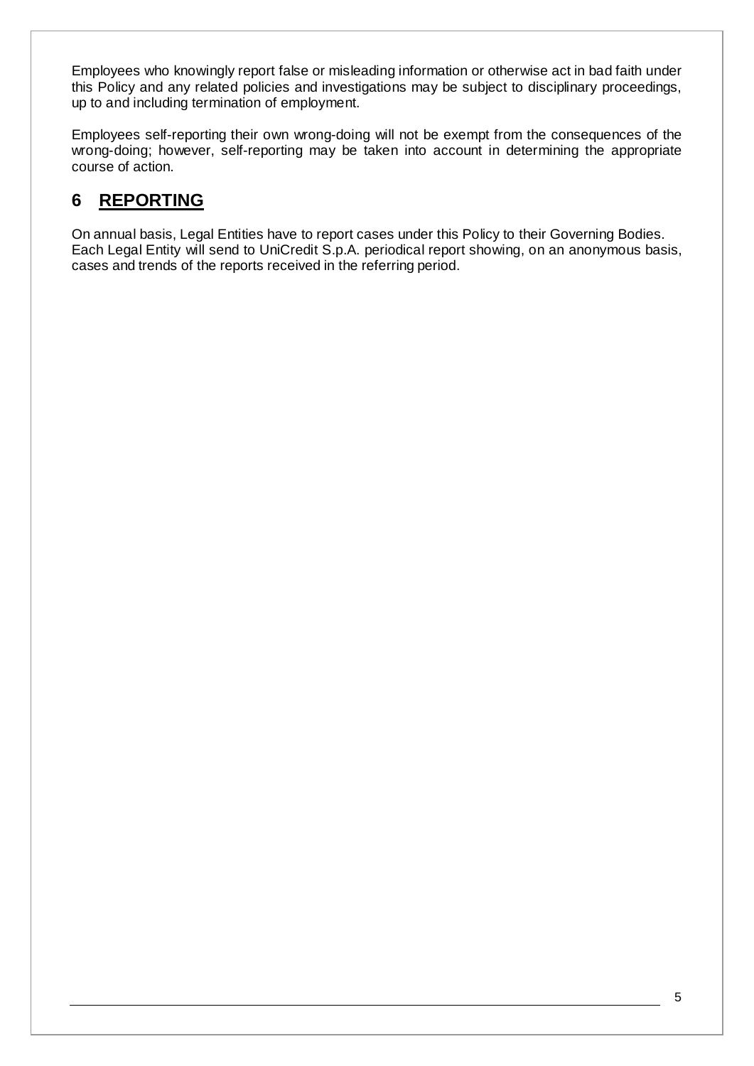Employees who knowingly report false or misleading information or otherwise act in bad faith under this Policy and any related policies and investigations may be subject to disciplinary proceedings, up to and including termination of employment.

Employees self-reporting their own wrong-doing will not be exempt from the consequences of the wrong-doing; however, self-reporting may be taken into account in determining the appropriate course of action.

## 6 REPORTING

On annual basis, Legal Entities have to report cases under this Policy to their Governing Bodies. Each Legal Entity will send to UniCredit S.p.A. periodical report showing, on an anonymous basis, cases and trends of the reports received in the referring period.